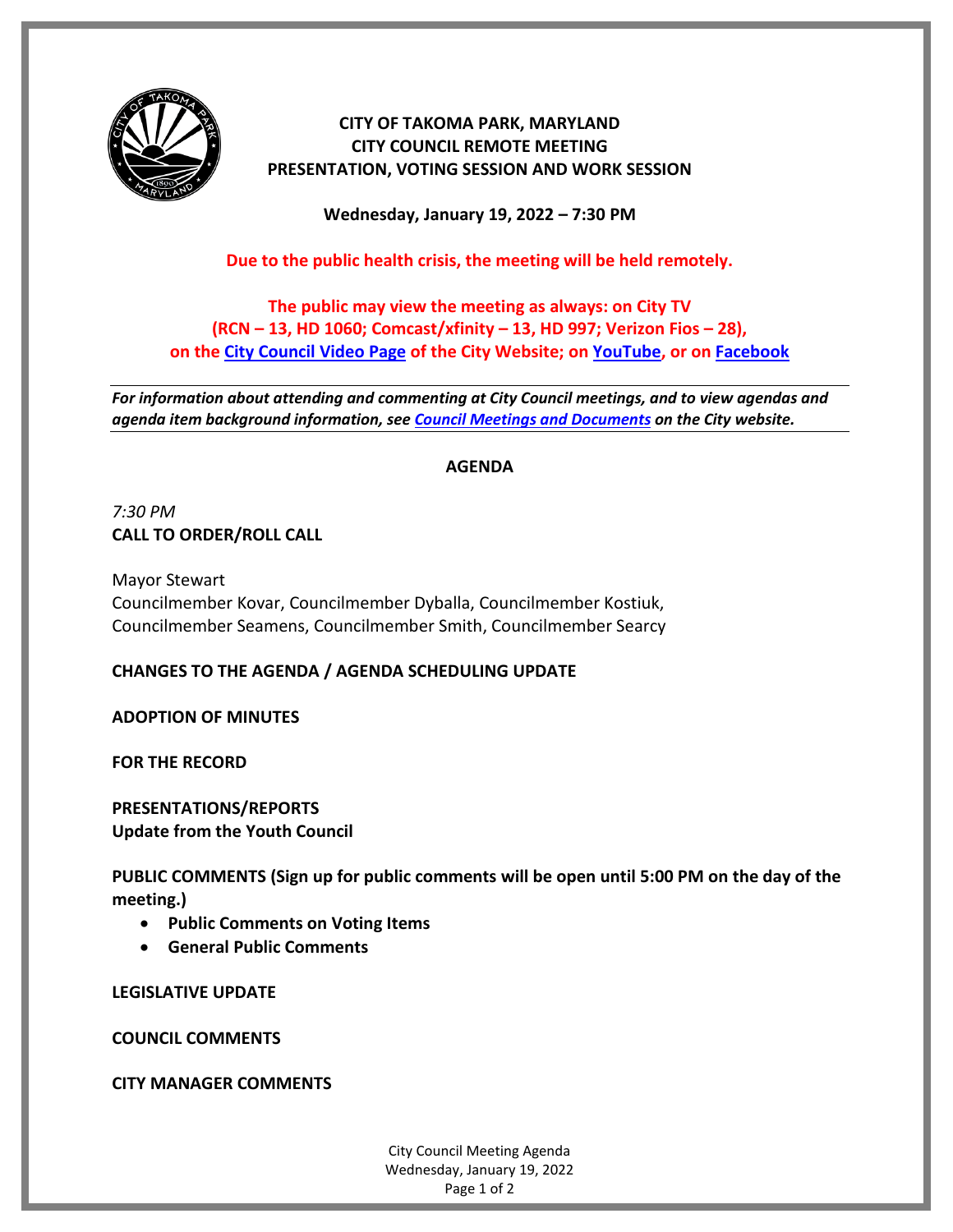# CITY OF TAKOMA PARK, MARYLAND
## CITY COUNCIL REMOTE MEETING
## PRESENTATION, VOTING SESSION AND WORK SESSION

**Wednesday, January 19, 2022 – 7:30 PM**

**Due to the public health crisis, the meeting will be held remotely.**

**The public may view the meeting as always: on City TV (RCN – 13, HD 1060; Comcast/xfinity – 13, HD 997; Verizon Fios – 28), on the City Council Video Page of the City Website; on YouTube, or on Facebook**

***For information about attending and commenting at City Council meetings, and to view agendas and agenda item background information, see Council Meetings and Documents on the City website.***

**AGENDA**

*7:30 PM*
**CALL TO ORDER/ROLL CALL**

Mayor Stewart
Councilmember Kovar, Councilmember Dyballa, Councilmember Kostiuk, Councilmember Seamens, Councilmember Smith, Councilmember Searcy

**CHANGES TO THE AGENDA / AGENDA SCHEDULING UPDATE**

**ADOPTION OF MINUTES**

**FOR THE RECORD**

**PRESENTATIONS/REPORTS**
**Update from the Youth Council**

**PUBLIC COMMENTS (Sign up for public comments will be open until 5:00 PM on the day of the meeting.)**

- **Public Comments on Voting Items**
- **General Public Comments**

**LEGISLATIVE UPDATE**

**COUNCIL COMMENTS**

**CITY MANAGER COMMENTS**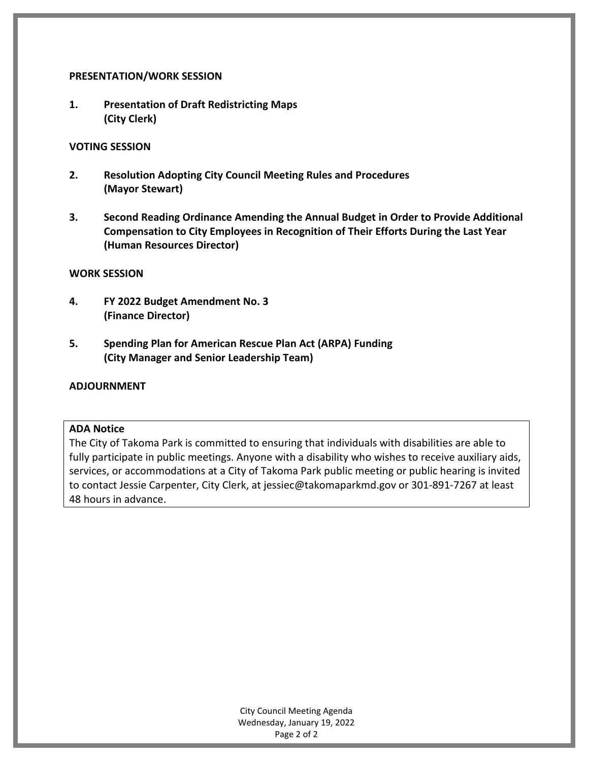**PRESENTATION/WORK SESSION**

1. **Presentation of Draft Redistricting Maps**
   **(City Clerk)**

**VOTING SESSION**

2. **Resolution Adopting City Council Meeting Rules and Procedures**
   **(Mayor Stewart)**

3. **Second Reading Ordinance Amending the Annual Budget in Order to Provide Additional Compensation to City Employees in Recognition of Their Efforts During the Last Year**
   **(Human Resources Director)**

**WORK SESSION**

4. **FY 2022 Budget Amendment No. 3**
   **(Finance Director)**

5. **Spending Plan for American Rescue Plan Act (ARPA) Funding**
   **(City Manager and Senior Leadership Team)**

**ADJOURNMENT**

**ADA Notice**
The City of Takoma Park is committed to ensuring that individuals with disabilities are able to fully participate in public meetings. Anyone with a disability who wishes to receive auxiliary aids, services, or accommodations at a City of Takoma Park public meeting or public hearing is invited to contact Jessie Carpenter, City Clerk, at jessiec@takomaparkmd.gov or 301-891-7267 at least 48 hours in advance.